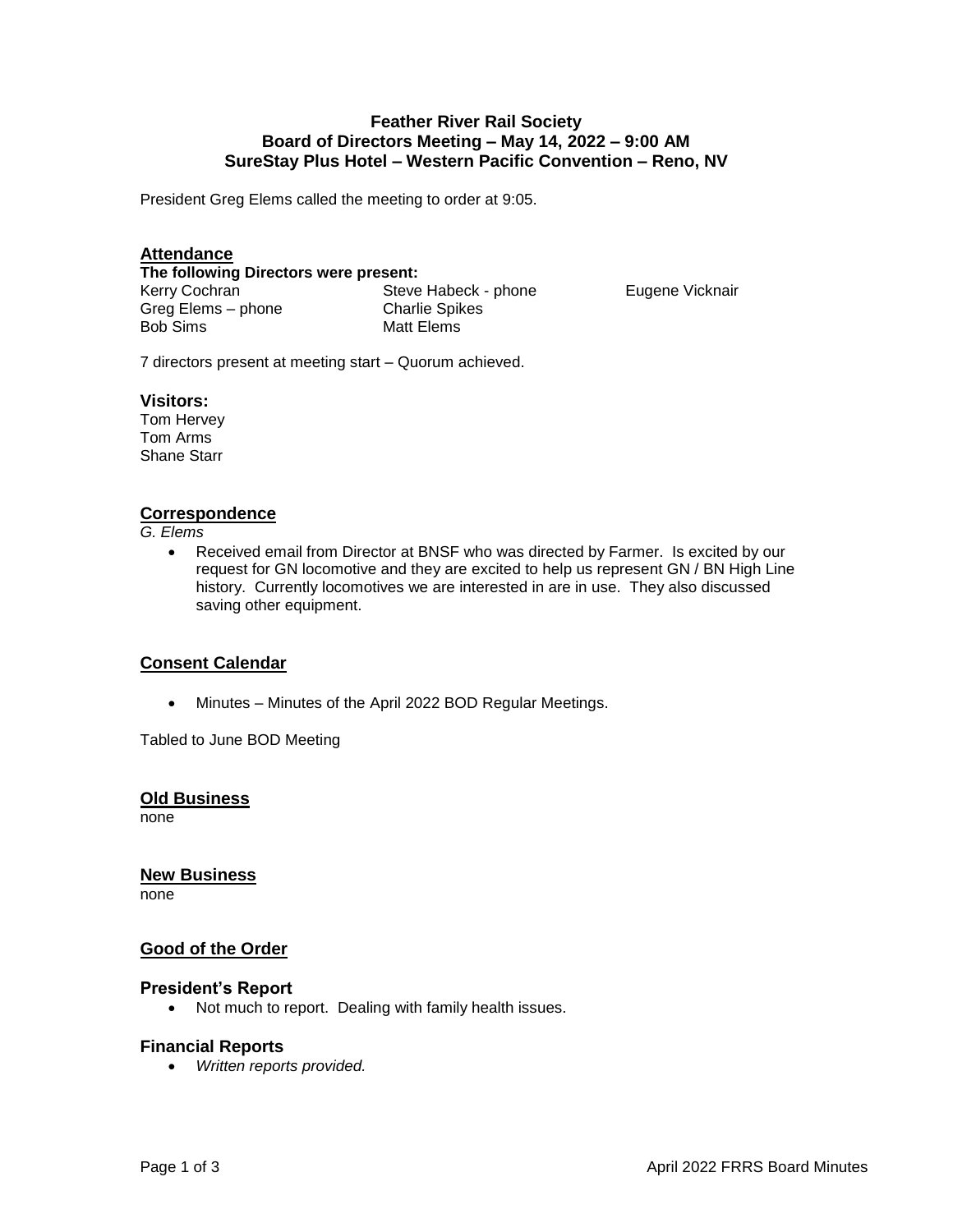# Feather River Rail Society
## Board of Directors Meeting – May 14, 2022 – 9:00 AM
## SureStay Plus Hotel – Western Pacific Convention – Reno, NV

President Greg Elems called the meeting to order at 9:05.

### Attendance

**The following Directors were present:**

| | | |
|---|---|---|
| Kerry Cochran | Steve Habeck - phone | Eugene Vicknair |
| Greg Elems – phone | Charlie Spikes | |
| Bob Sims | Matt Elems | |

7 directors present at meeting start – Quorum achieved.

### Visitors:

Tom Hervey
Tom Arms
Shane Starr

### Correspondence

*G. Elems*

- Received email from Director at BNSF who was directed by Farmer. Is excited by our request for GN locomotive and they are excited to help us represent GN / BN High Line history. Currently locomotives we are interested in are in use. They also discussed saving other equipment.

### Consent Calendar

- Minutes – Minutes of the April 2022 BOD Regular Meetings.

Tabled to June BOD Meeting

### Old Business

none

### New Business

none

### Good of the Order

### President's Report

- Not much to report. Dealing with family health issues.

### Financial Reports

- *Written reports provided.*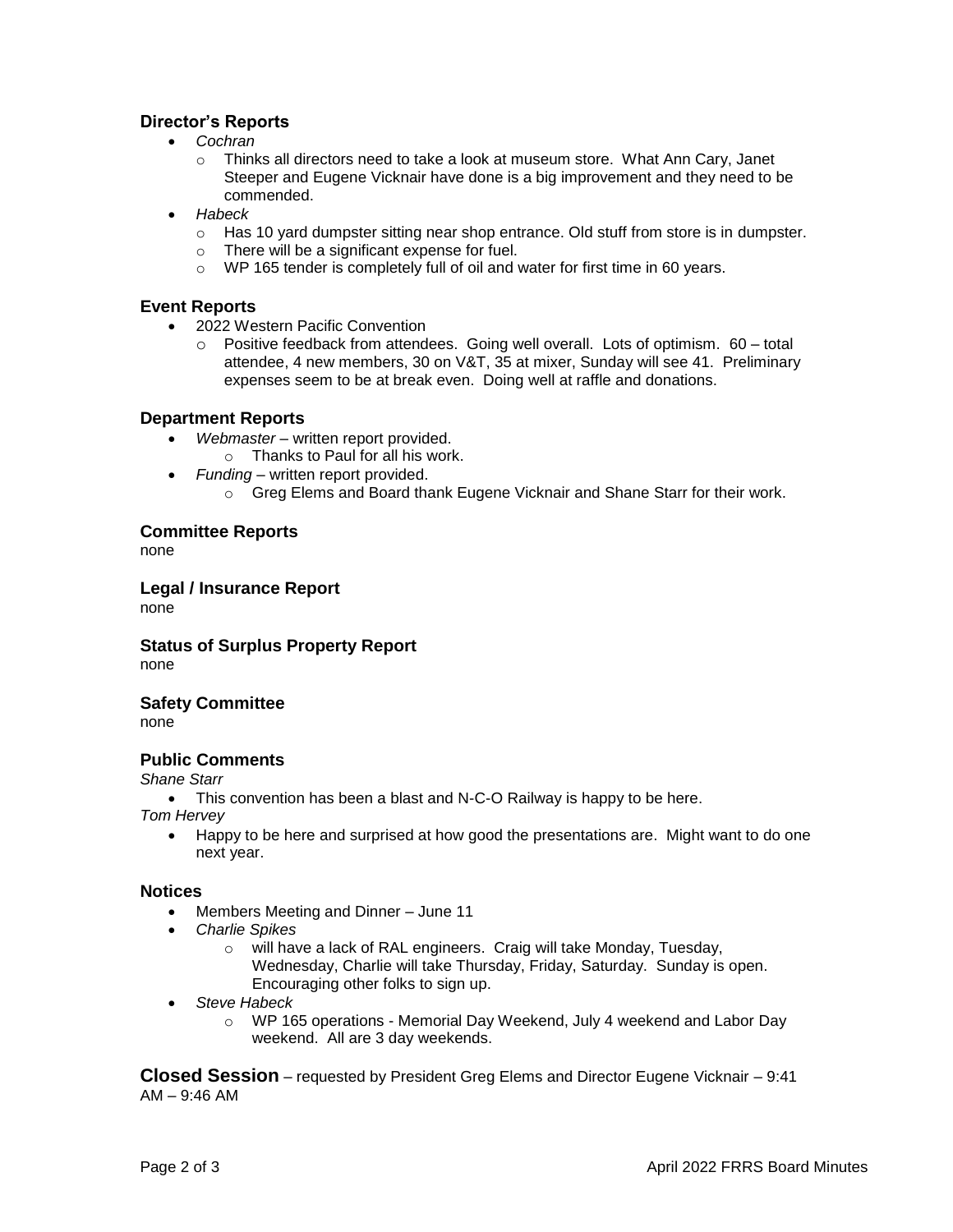## Director's Reports

- *Cochran*
  - Thinks all directors need to take a look at museum store. What Ann Cary, Janet Steeper and Eugene Vicknair have done is a big improvement and they need to be commended.
- *Habeck*
  - Has 10 yard dumpster sitting near shop entrance. Old stuff from store is in dumpster.
  - There will be a significant expense for fuel.
  - WP 165 tender is completely full of oil and water for first time in 60 years.

## Event Reports

- 2022 Western Pacific Convention
  - Positive feedback from attendees. Going well overall. Lots of optimism. 60 – total attendee, 4 new members, 30 on V&T, 35 at mixer, Sunday will see 41. Preliminary expenses seem to be at break even. Doing well at raffle and donations.

## Department Reports

- *Webmaster* – written report provided.
  - Thanks to Paul for all his work.
- *Funding* – written report provided.
  - Greg Elems and Board thank Eugene Vicknair and Shane Starr for their work.

## Committee Reports

none

## Legal / Insurance Report

none

## Status of Surplus Property Report

none

## Safety Committee

none

## Public Comments

*Shane Starr*

- This convention has been a blast and N-C-O Railway is happy to be here.

*Tom Hervey*

- Happy to be here and surprised at how good the presentations are. Might want to do one next year.

## Notices

- Members Meeting and Dinner – June 11
- *Charlie Spikes*
  - will have a lack of RAL engineers. Craig will take Monday, Tuesday, Wednesday, Charlie will take Thursday, Friday, Saturday. Sunday is open. Encouraging other folks to sign up.
- *Steve Habeck*
  - WP 165 operations - Memorial Day Weekend, July 4 weekend and Labor Day weekend. All are 3 day weekends.

**Closed Session** – requested by President Greg Elems and Director Eugene Vicknair – 9:41 AM – 9:46 AM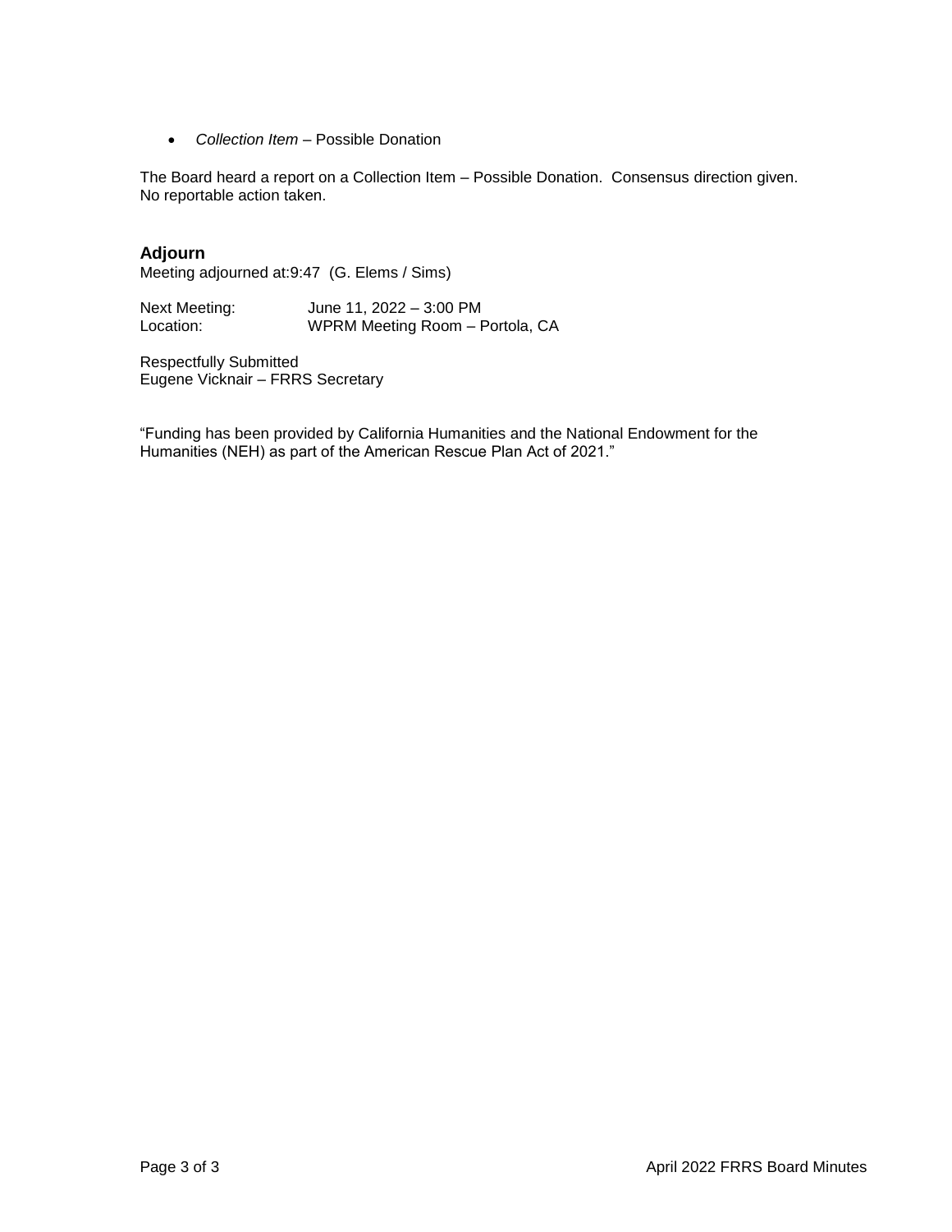- *Collection Item* – Possible Donation

The Board heard a report on a Collection Item – Possible Donation. Consensus direction given. No reportable action taken.

### Adjourn

Meeting adjourned at:9:47 (G. Elems / Sims)

| | |
|---|---|
| Next Meeting: | June 11, 2022 – 3:00 PM |
| Location: | WPRM Meeting Room – Portola, CA |

Respectfully Submitted
Eugene Vicknair – FRRS Secretary

"Funding has been provided by California Humanities and the National Endowment for the Humanities (NEH) as part of the American Rescue Plan Act of 2021."